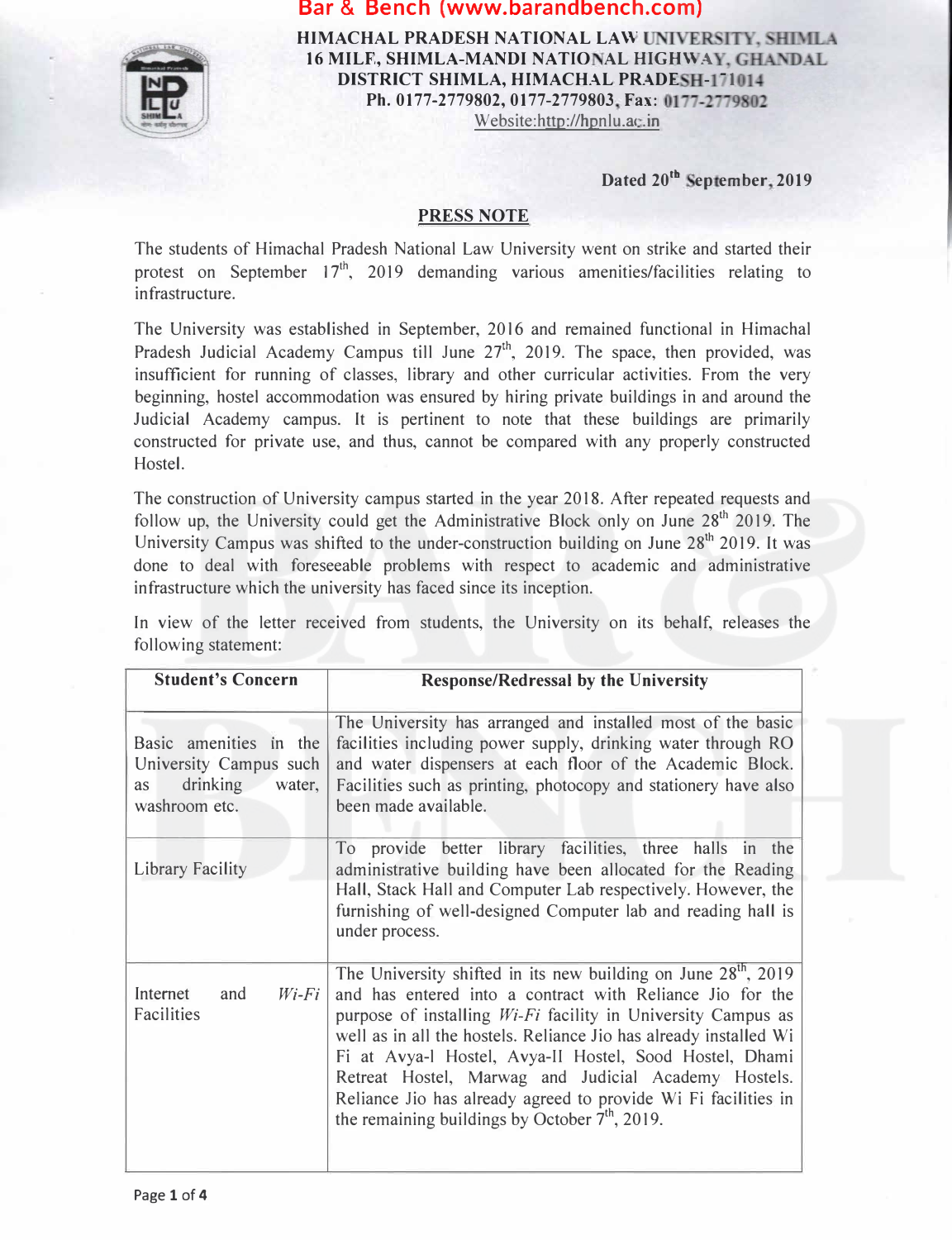**HIMACHAL PRADESH NATIONAL LAW UNIVERSITY, SHIMLA**
**16 MILE, SHIMLA-MANDI NATIONAL HIGHWAY, GHANDAL**
**DISTRICT SHIMLA, HIMACHAL PRADESH-171014**
**Ph. 0177-2779802, 0177-2779803, Fax: 0177-2779802**
Website:http://hpnlu.ac.in

**Dated 20th September, 2019**

## PRESS NOTE

The students of Himachal Pradesh National Law University went on strike and started their protest on September 17th, 2019 demanding various amenities/facilities relating to infrastructure.

The University was established in September, 2016 and remained functional in Himachal Pradesh Judicial Academy Campus till June 27th, 2019. The space, then provided, was insufficient for running of classes, library and other curricular activities. From the very beginning, hostel accommodation was ensured by hiring private buildings in and around the Judicial Academy campus. It is pertinent to note that these buildings are primarily constructed for private use, and thus, cannot be compared with any properly constructed Hostel.

The construction of University campus started in the year 2018. After repeated requests and follow up, the University could get the Administrative Block only on June 28th 2019. The University Campus was shifted to the under-construction building on June 28th 2019. It was done to deal with foreseeable problems with respect to academic and administrative infrastructure which the university has faced since its inception.

In view of the letter received from students, the University on its behalf, releases the following statement:

| Student's Concern | Response/Redressal by the University |
|---|---|
| Basic amenities in the University Campus such as drinking water, washroom etc. | The University has arranged and installed most of the basic facilities including power supply, drinking water through RO and water dispensers at each floor of the Academic Block. Facilities such as printing, photocopy and stationery have also been made available. |
| Library Facility | To provide better library facilities, three halls in the administrative building have been allocated for the Reading Hall, Stack Hall and Computer Lab respectively. However, the furnishing of well-designed Computer lab and reading hall is under process. |
| Internet and *Wi-Fi* Facilities | The University shifted in its new building on June 28th, 2019 and has entered into a contract with Reliance Jio for the purpose of installing *Wi-Fi* facility in University Campus as well as in all the hostels. Reliance Jio has already installed Wi Fi at Avya-I Hostel, Avya-II Hostel, Sood Hostel, Dhami Retreat Hostel, Marwag and Judicial Academy Hostels. Reliance Jio has already agreed to provide Wi Fi facilities in the remaining buildings by October 7th, 2019. |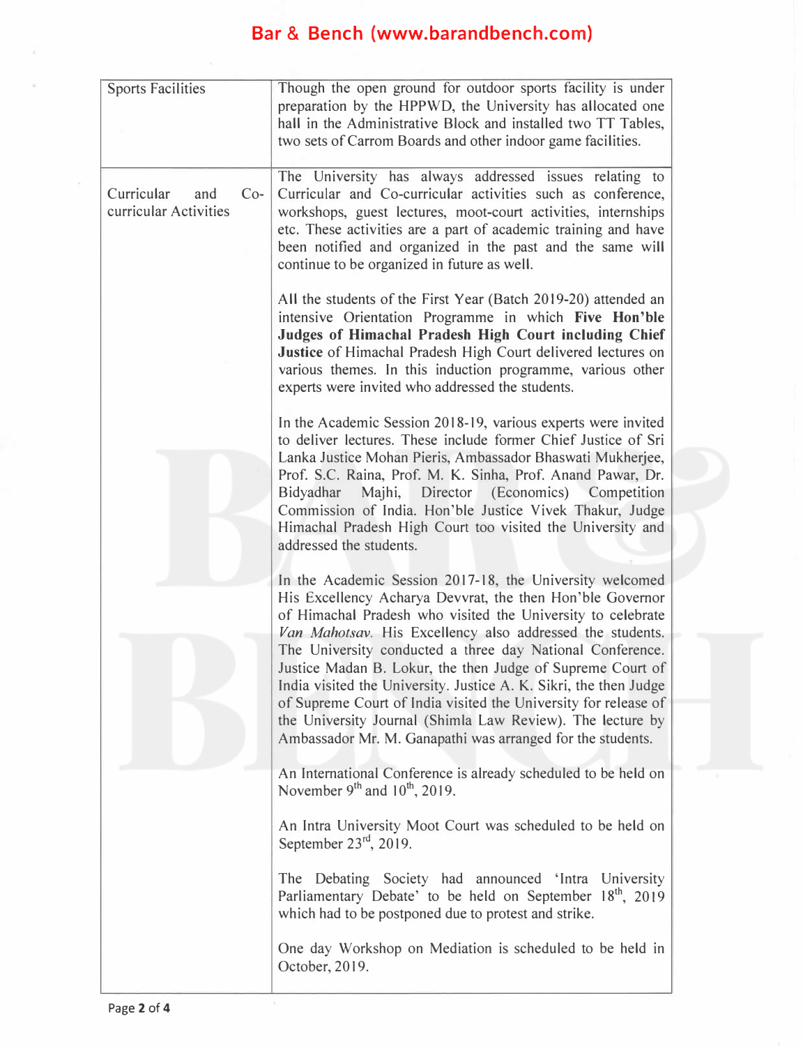| | |
|---|---|
| Sports Facilities | Though the open ground for outdoor sports facility is under preparation by the HPPWD, the University has allocated one hall in the Administrative Block and installed two TT Tables, two sets of Carrom Boards and other indoor game facilities. |
| Curricular and Co-curricular Activities | The University has always addressed issues relating to Curricular and Co-curricular activities such as conference, workshops, guest lectures, moot-court activities, internships etc. These activities are a part of academic training and have been notified and organized in the past and the same will continue to be organized in future as well.<br><br>All the students of the First Year (Batch 2019-20) attended an intensive Orientation Programme in which **Five Hon'ble Judges of Himachal Pradesh High Court including Chief Justice** of Himachal Pradesh High Court delivered lectures on various themes. In this induction programme, various other experts were invited who addressed the students.<br><br>In the Academic Session 2018-19, various experts were invited to deliver lectures. These include former Chief Justice of Sri Lanka Justice Mohan Pieris, Ambassador Bhaswati Mukherjee, Prof. S.C. Raina, Prof. M. K. Sinha, Prof. Anand Pawar, Dr. Bidyadhar Majhi, Director (Economics) Competition Commission of India. Hon'ble Justice Vivek Thakur, Judge Himachal Pradesh High Court too visited the University and addressed the students.<br><br>In the Academic Session 2017-18, the University welcomed His Excellency Acharya Devvrat, the then Hon'ble Governor of Himachal Pradesh who visited the University to celebrate *Van Mahotsav*. His Excellency also addressed the students. The University conducted a three day National Conference. Justice Madan B. Lokur, the then Judge of Supreme Court of India visited the University. Justice A. K. Sikri, the then Judge of Supreme Court of India visited the University for release of the University Journal (Shimla Law Review). The lecture by Ambassador Mr. M. Ganapathi was arranged for the students.<br><br>An International Conference is already scheduled to be held on November 9th and 10th, 2019.<br><br>An Intra University Moot Court was scheduled to be held on September 23rd, 2019.<br><br>The Debating Society had announced 'Intra University Parliamentary Debate' to be held on September 18th, 2019 which had to be postponed due to protest and strike.<br><br>One day Workshop on Mediation is scheduled to be held in October, 2019. |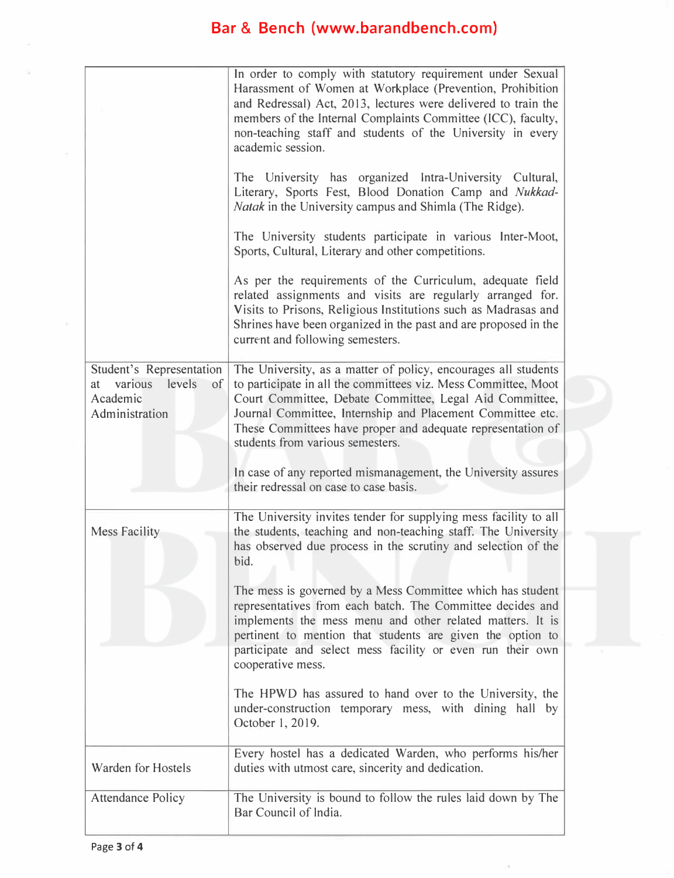| | |
|---|---|
| | In order to comply with statutory requirement under Sexual Harassment of Women at Workplace (Prevention, Prohibition and Redressal) Act, 2013, lectures were delivered to train the members of the Internal Complaints Committee (ICC), faculty, non-teaching staff and students of the University in every academic session.<br><br>The University has organized Intra-University Cultural, Literary, Sports Fest, Blood Donation Camp and *Nukkad-Natak* in the University campus and Shimla (The Ridge).<br><br>The University students participate in various Inter-Moot, Sports, Cultural, Literary and other competitions.<br><br>As per the requirements of the Curriculum, adequate field related assignments and visits are regularly arranged for. Visits to Prisons, Religious Institutions such as Madrasas and Shrines have been organized in the past and are proposed in the current and following semesters. |
| Student's Representation at various levels of Academic Administration | The University, as a matter of policy, encourages all students to participate in all the committees viz. Mess Committee, Moot Court Committee, Debate Committee, Legal Aid Committee, Journal Committee, Internship and Placement Committee etc. These Committees have proper and adequate representation of students from various semesters.<br><br>In case of any reported mismanagement, the University assures their redressal on case to case basis. |
| Mess Facility | The University invites tender for supplying mess facility to all the students, teaching and non-teaching staff. The University has observed due process in the scrutiny and selection of the bid.<br><br>The mess is governed by a Mess Committee which has student representatives from each batch. The Committee decides and implements the mess menu and other related matters. It is pertinent to mention that students are given the option to participate and select mess facility or even run their own cooperative mess.<br><br>The HPWD has assured to hand over to the University, the under-construction temporary mess, with dining hall by October 1, 2019. |
| Warden for Hostels | Every hostel has a dedicated Warden, who performs his/her duties with utmost care, sincerity and dedication. |
| Attendance Policy | The University is bound to follow the rules laid down by The Bar Council of India. |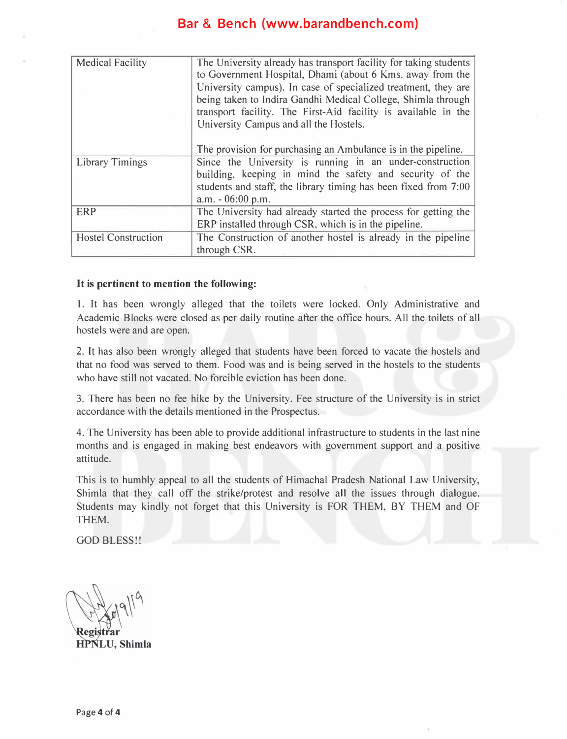| | |
|---|---|
| Medical Facility | The University already has transport facility for taking students to Government Hospital, Dhami (about 6 Kms. away from the University campus). In case of specialized treatment, they are being taken to Indira Gandhi Medical College, Shimla through transport facility. The First-Aid facility is available in the University Campus and all the Hostels.<br><br>The provision for purchasing an Ambulance is in the pipeline. |
| Library Timings | Since the University is running in an under-construction building, keeping in mind the safety and security of the students and staff, the library timing has been fixed from 7:00 a.m. - 06:00 p.m. |
| ERP | The University had already started the process for getting the ERP installed through CSR, which is in the pipeline. |
| Hostel Construction | The Construction of another hostel is already in the pipeline through CSR. |

**It is pertinent to mention the following:**

1. It has been wrongly alleged that the toilets were locked. Only Administrative and Academic Blocks were closed as per daily routine after the office hours. All the toilets of all hostels were and are open.

2. It has also been wrongly alleged that students have been forced to vacate the hostels and that no food was served to them. Food was and is being served in the hostels to the students who have still not vacated. No forcible eviction has been done.

3. There has been no fee hike by the University. Fee structure of the University is in strict accordance with the details mentioned in the Prospectus.

4. The University has been able to provide additional infrastructure to students in the last nine months and is engaged in making best endeavors with government support and a positive attitude.

This is to humbly appeal to all the students of Himachal Pradesh National Law University, Shimla that they call off the strike/protest and resolve all the issues through dialogue. Students may kindly not forget that this University is FOR THEM, BY THEM and OF THEM.

GOD BLESS!!

20/9/19

**Registrar**
**HPNLU, Shimla**